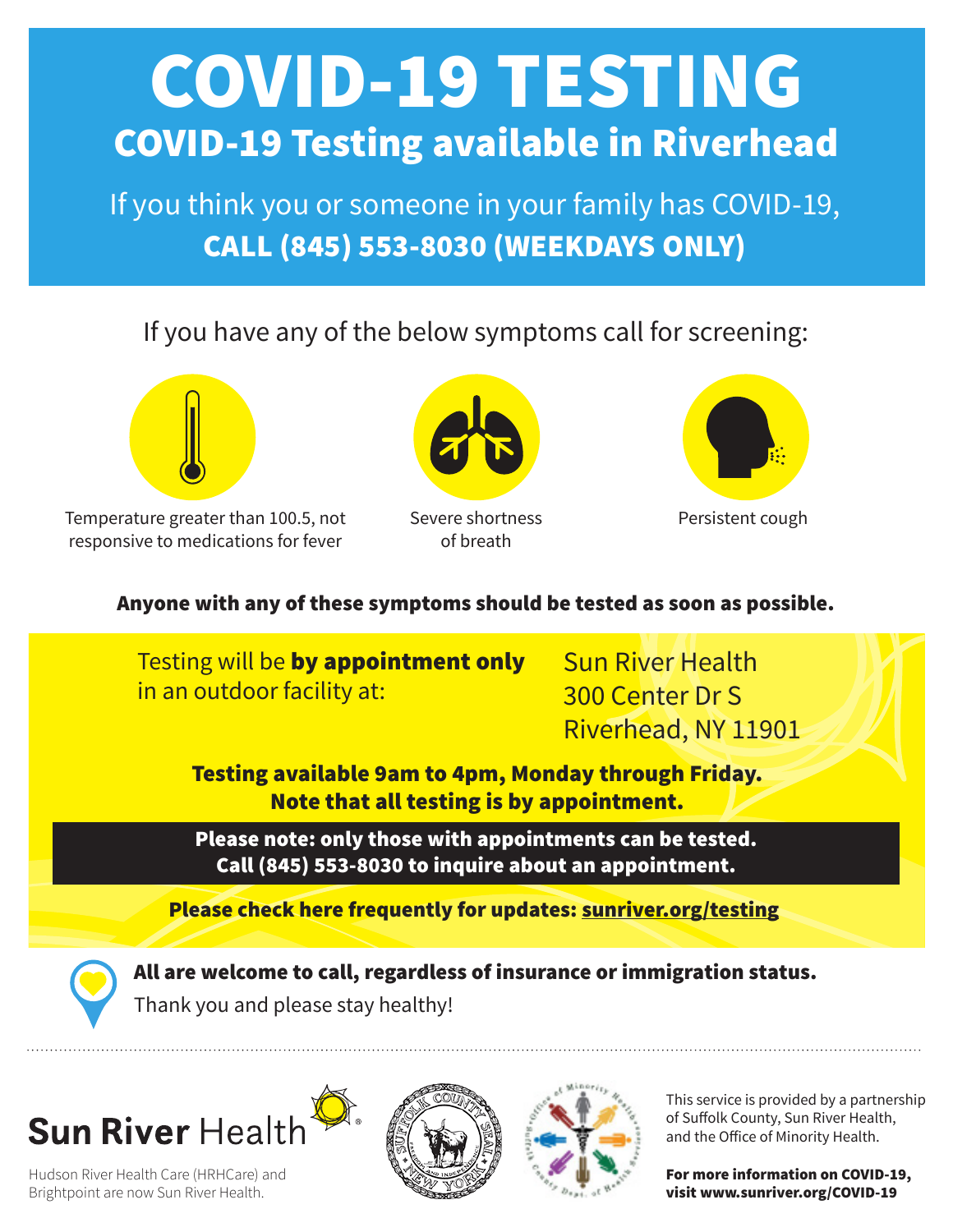# COVID-19 TESTING

## COVID-19 Testing available in Riverhead

If you think you or someone in your family has COVID-19,
**CALL (845) 553-8030 (WEEKDAYS ONLY)**

If you have any of the below symptoms call for screening:

- Temperature greater than 100.5, not responsive to medications for fever
- Severe shortness of breath
- Persistent cough

**Anyone with any of these symptoms should be tested as soon as possible.**

Testing will be **by appointment only** in an outdoor facility at:

Sun River Health
300 Center Dr S
Riverhead, NY 11901

**Testing available 9am to 4pm, Monday through Friday.**
**Note that all testing is by appointment.**

**Please note: only those with appointments can be tested.**
**Call (845) 553-8030 to inquire about an appointment.**

**Please check here frequently for updates: sunriver.org/testing**

**All are welcome to call, regardless of insurance or immigration status.**

Thank you and please stay healthy!

---

**Sun River** Health

Hudson River Health Care (HRHCare) and Brightpoint are now Sun River Health.

This service is provided by a partnership of Suffolk County, Sun River Health, and the Office of Minority Health.

**For more information on COVID-19, visit www.sunriver.org/COVID-19**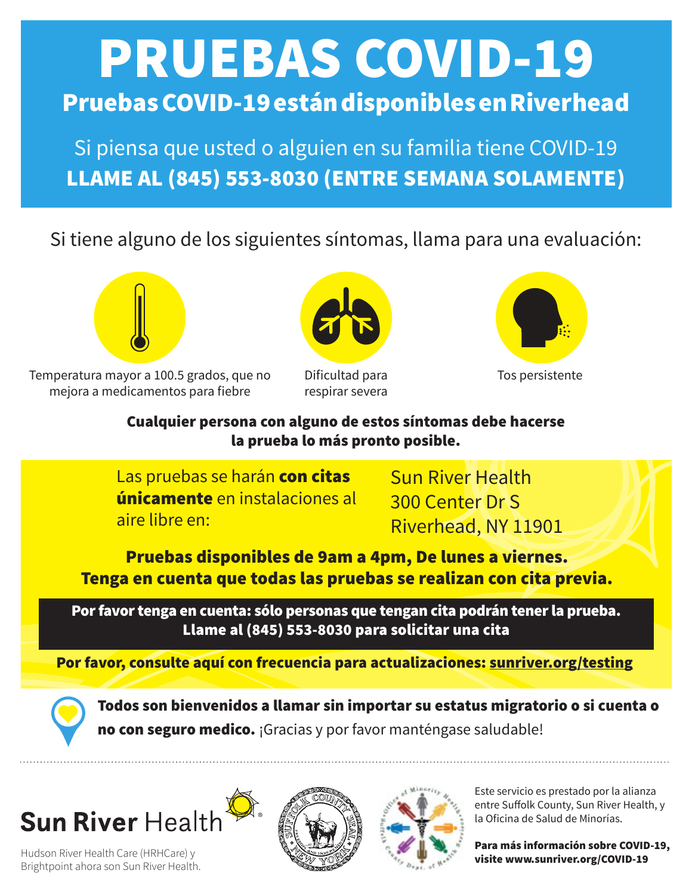# PRUEBAS COVID-19

## Pruebas COVID-19 están disponibles en Riverhead

Si piensa que usted o alguien en su familia tiene COVID-19

**LLAME AL (845) 553-8030 (ENTRE SEMANA SOLAMENTE)**

Si tiene alguno de los siguientes síntomas, llama para una evaluación:

- Temperatura mayor a 100.5 grados, que no mejora a medicamentos para fiebre
- Dificultad para respirar severa
- Tos persistente

**Cualquier persona con alguno de estos síntomas debe hacerse la prueba lo más pronto posible.**

Las pruebas se harán **con citas únicamente** en instalaciones al aire libre en:

Sun River Health
300 Center Dr S
Riverhead, NY 11901

**Pruebas disponibles de 9am a 4pm, De lunes a viernes.**
**Tenga en cuenta que todas las pruebas se realizan con cita previa.**

**Por favor tenga en cuenta: sólo personas que tengan cita podrán tener la prueba.**
**Llame al (845) 553-8030 para solicitar una cita**

**Por favor, consulte aquí con frecuencia para actualizaciones: sunriver.org/testing**

**Todos son bienvenidos a llamar sin importar su estatus migratorio o si cuenta o no con seguro medico.** ¡Gracias y por favor manténgase saludable!

---

Sun River Health

Hudson River Health Care (HRHCare) y Brightpoint ahora son Sun River Health.

Este servicio es prestado por la alianza entre Suffolk County, Sun River Health, y la Oficina de Salud de Minorías.

**Para más información sobre COVID-19, visite www.sunriver.org/COVID-19**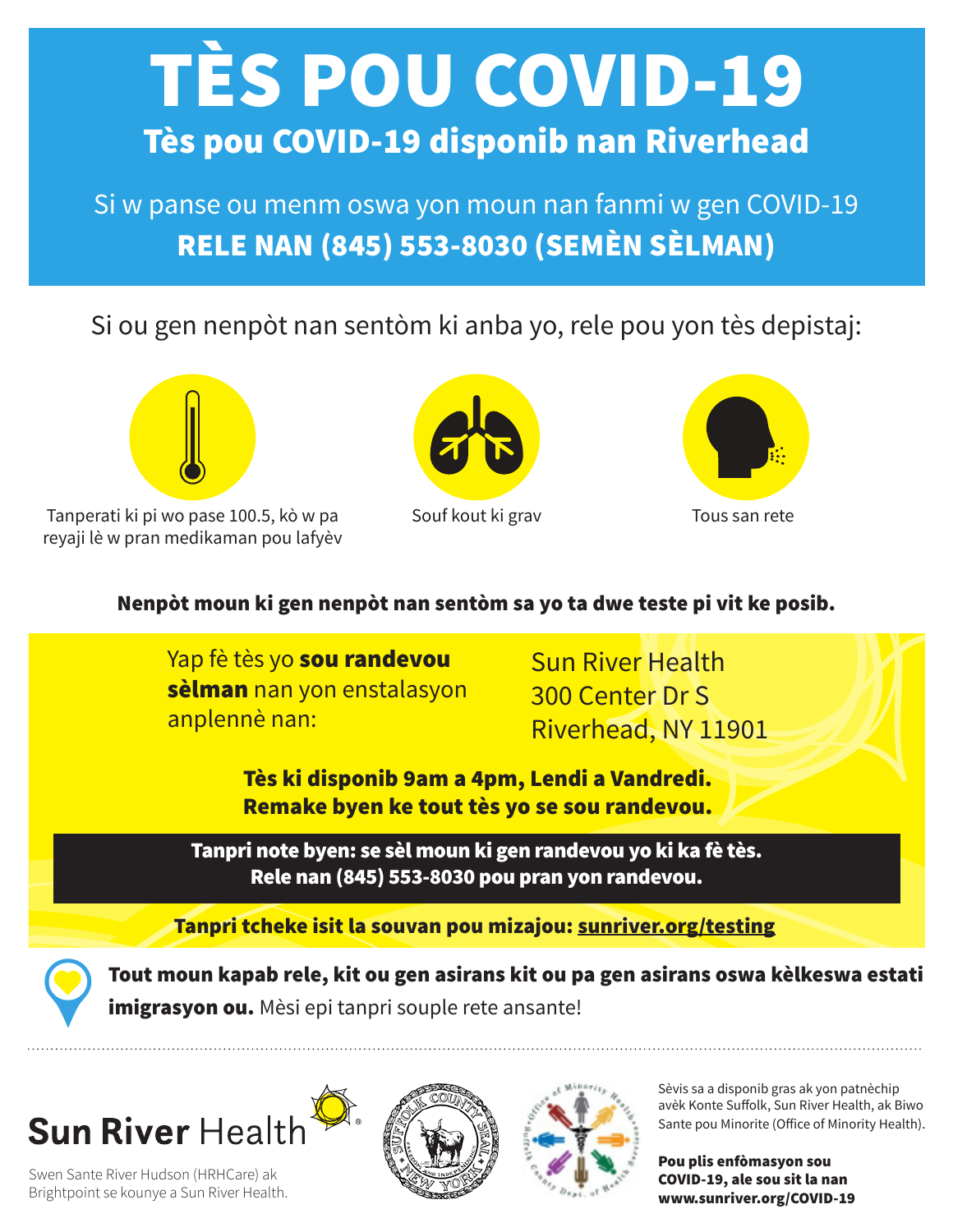# TÈS POU COVID-19

## Tès pou COVID-19 disponib nan Riverhead

Si w panse ou menm oswa yon moun nan fanmi w gen COVID-19

**RELE NAN (845) 553-8030 (SEMÈN SÈLMAN)**

Si ou gen nenpòt nan sentòm ki anba yo, rele pou yon tès depistaj:

- Tanperati ki pi wo pase 100.5, kò w pa reyaji lè w pran medikaman pou lafyèv
- Souf kout ki grav
- Tous san rete

**Nenpòt moun ki gen nenpòt nan sentòm sa yo ta dwe teste pi vit ke posib.**

Yap fè tès yo **sou randevou sèlman** nan yon enstalasyon anplennè nan:

Sun River Health
300 Center Dr S
Riverhead, NY 11901

**Tès ki disponib 9am a 4pm, Lendi a Vandredi.**
**Remake byen ke tout tès yo se sou randevou.**

**Tanpri note byen: se sèl moun ki gen randevou yo ki ka fè tès.**
**Rele nan (845) 553-8030 pou pran yon randevou.**

**Tanpri tcheke isit la souvan pou mizajou: sunriver.org/testing**

**Tout moun kapab rele, kit ou gen asirans kit ou pa gen asirans oswa kèlkeswa estati imigrasyon ou.** Mèsi epi tanpri souple rete ansante!

Sun River Health

Swen Sante River Hudson (HRHCare) ak Brightpoint se kounye a Sun River Health.

Sèvis sa a disponib gras ak yon patnèchip avèk Konte Suffolk, Sun River Health, ak Biwo Sante pou Minorite (Office of Minority Health).

**Pou plis enfòmasyon sou COVID-19, ale sou sit la nan www.sunriver.org/COVID-19**